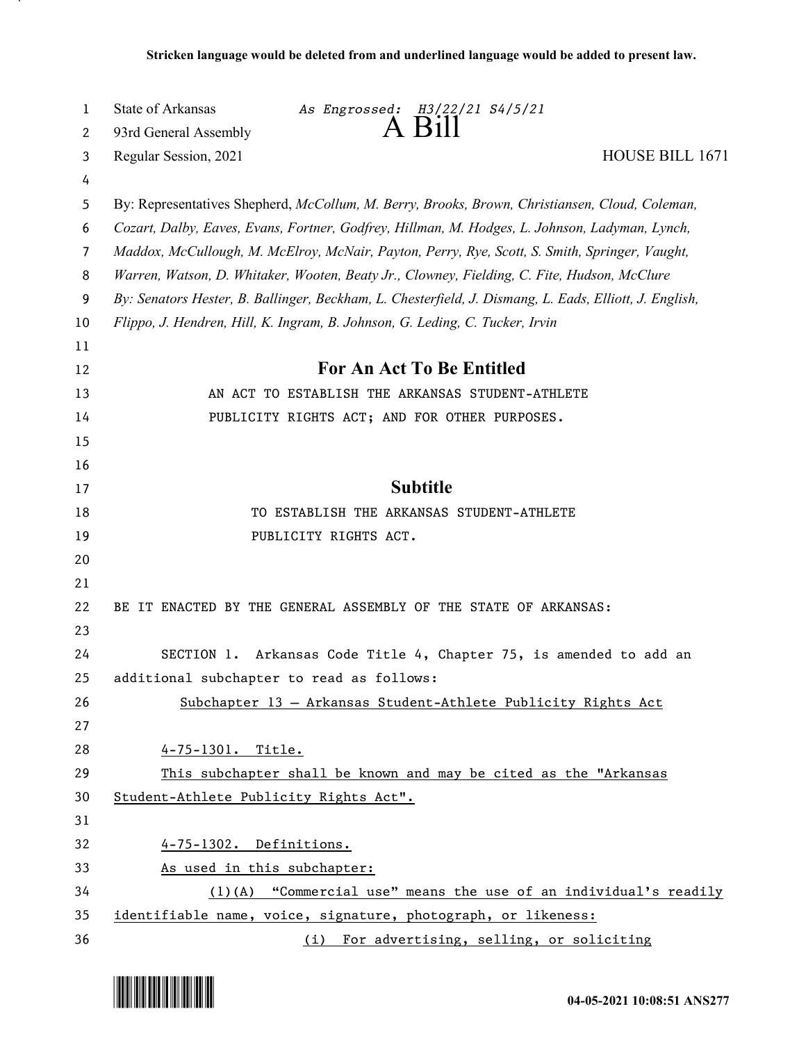**Stricken language would be deleted from and underlined language would be added to present law.**

State of Arkansas *As Engrossed: H3/22/21 S4/5/21*
93rd General Assembly

# A Bill

Regular Session, 2021 HOUSE BILL 1671

By: Representatives Shepherd, *McCollum, M. Berry, Brooks, Brown, Christiansen, Cloud, Coleman, Cozart, Dalby, Eaves, Evans, Fortner, Godfrey, Hillman, M. Hodges, L. Johnson, Ladyman, Lynch, Maddox, McCullough, M. McElroy, McNair, Payton, Perry, Rye, Scott, S. Smith, Springer, Vaught, Warren, Watson, D. Whitaker, Wooten, Beaty Jr., Clowney, Fielding, C. Fite, Hudson, McClure*
*By: Senators Hester, B. Ballinger, Beckham, L. Chesterfield, J. Dismang, L. Eads, Elliott, J. English, Flippo, J. Hendren, Hill, K. Ingram, B. Johnson, G. Leding, C. Tucker, Irvin*

## For An Act To Be Entitled

AN ACT TO ESTABLISH THE ARKANSAS STUDENT-ATHLETE PUBLICITY RIGHTS ACT; AND FOR OTHER PURPOSES.

## Subtitle

TO ESTABLISH THE ARKANSAS STUDENT-ATHLETE PUBLICITY RIGHTS ACT.

BE IT ENACTED BY THE GENERAL ASSEMBLY OF THE STATE OF ARKANSAS:

SECTION 1. Arkansas Code Title 4, Chapter 75, is amended to add an additional subchapter to read as follows:

<u>Subchapter 13 — Arkansas Student-Athlete Publicity Rights Act</u>

<u>4-75-1301. Title.</u>

<u>This subchapter shall be known and may be cited as the "Arkansas Student-Athlete Publicity Rights Act".</u>

<u>4-75-1302. Definitions.</u>

<u>As used in this subchapter:</u>

<u>(1)(A) "Commercial use" means the use of an individual's readily identifiable name, voice, signature, photograph, or likeness:</u>

<u>(i) For advertising, selling, or soliciting</u>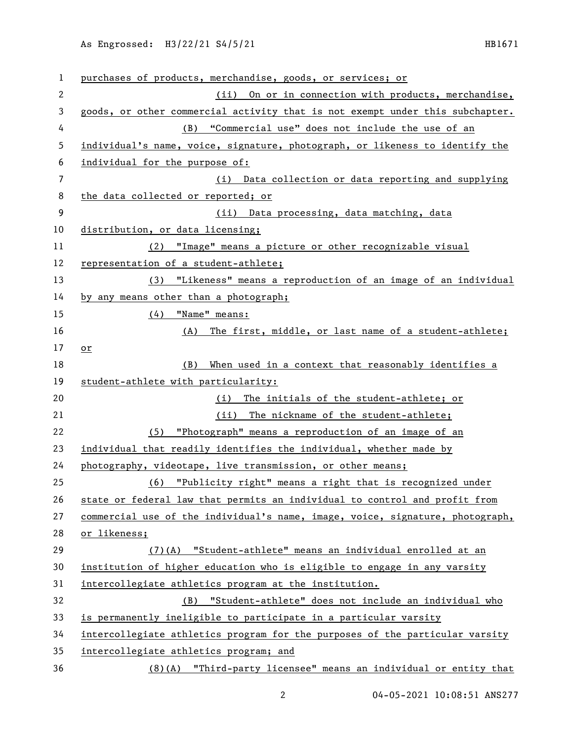purchases of products, merchandise, goods, or services; or

(ii) On or in connection with products, merchandise, goods, or other commercial activity that is not exempt under this subchapter.

(B) "Commercial use" does not include the use of an individual's name, voice, signature, photograph, or likeness to identify the individual for the purpose of:

(i) Data collection or data reporting and supplying the data collected or reported; or

(ii) Data processing, data matching, data distribution, or data licensing;

(2) "Image" means a picture or other recognizable visual representation of a student-athlete;

(3) "Likeness" means a reproduction of an image of an individual by any means other than a photograph;

(4) "Name" means:

(A) The first, middle, or last name of a student-athlete; or

(B) When used in a context that reasonably identifies a student-athlete with particularity:

(i) The initials of the student-athlete; or

(ii) The nickname of the student-athlete;

(5) "Photograph" means a reproduction of an image of an individual that readily identifies the individual, whether made by photography, videotape, live transmission, or other means;

(6) "Publicity right" means a right that is recognized under state or federal law that permits an individual to control and profit from commercial use of the individual's name, image, voice, signature, photograph, or likeness;

(7)(A) "Student-athlete" means an individual enrolled at an institution of higher education who is eligible to engage in any varsity intercollegiate athletics program at the institution.

(B) "Student-athlete" does not include an individual who is permanently ineligible to participate in a particular varsity intercollegiate athletics program for the purposes of the particular varsity intercollegiate athletics program; and

(8)(A) "Third-party licensee" means an individual or entity that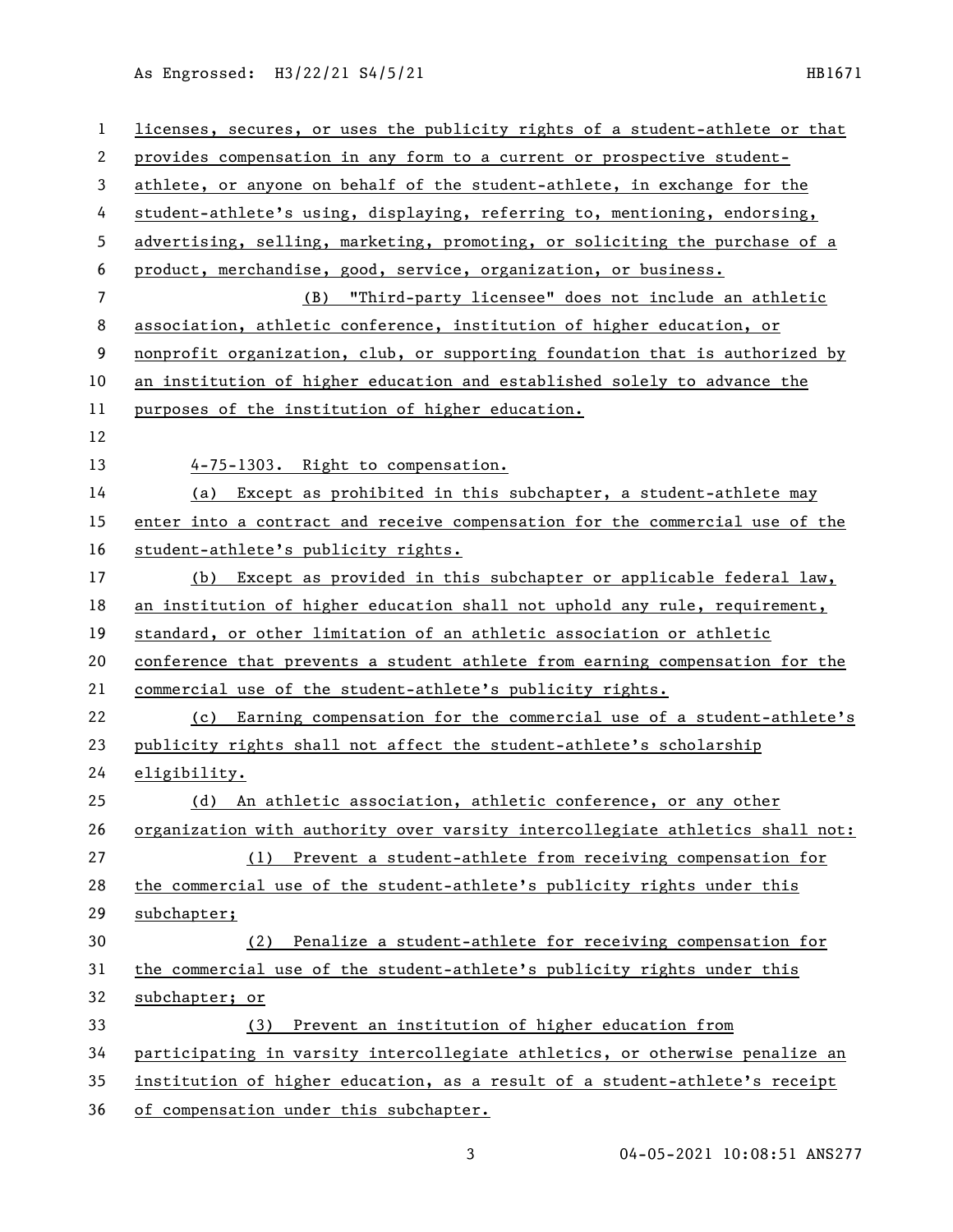licenses, secures, or uses the publicity rights of a student-athlete or that provides compensation in any form to a current or prospective student-athlete, or anyone on behalf of the student-athlete, in exchange for the student-athlete's using, displaying, referring to, mentioning, endorsing, advertising, selling, marketing, promoting, or soliciting the purchase of a product, merchandise, good, service, organization, or business.

(B) "Third-party licensee" does not include an athletic association, athletic conference, institution of higher education, or nonprofit organization, club, or supporting foundation that is authorized by an institution of higher education and established solely to advance the purposes of the institution of higher education.

4-75-1303. Right to compensation.

(a) Except as prohibited in this subchapter, a student-athlete may enter into a contract and receive compensation for the commercial use of the student-athlete's publicity rights.

(b) Except as provided in this subchapter or applicable federal law, an institution of higher education shall not uphold any rule, requirement, standard, or other limitation of an athletic association or athletic conference that prevents a student athlete from earning compensation for the commercial use of the student-athlete's publicity rights.

(c) Earning compensation for the commercial use of a student-athlete's publicity rights shall not affect the student-athlete's scholarship eligibility.

(d) An athletic association, athletic conference, or any other organization with authority over varsity intercollegiate athletics shall not:

(1) Prevent a student-athlete from receiving compensation for the commercial use of the student-athlete's publicity rights under this subchapter;

(2) Penalize a student-athlete for receiving compensation for the commercial use of the student-athlete's publicity rights under this subchapter; or

(3) Prevent an institution of higher education from participating in varsity intercollegiate athletics, or otherwise penalize an institution of higher education, as a result of a student-athlete's receipt of compensation under this subchapter.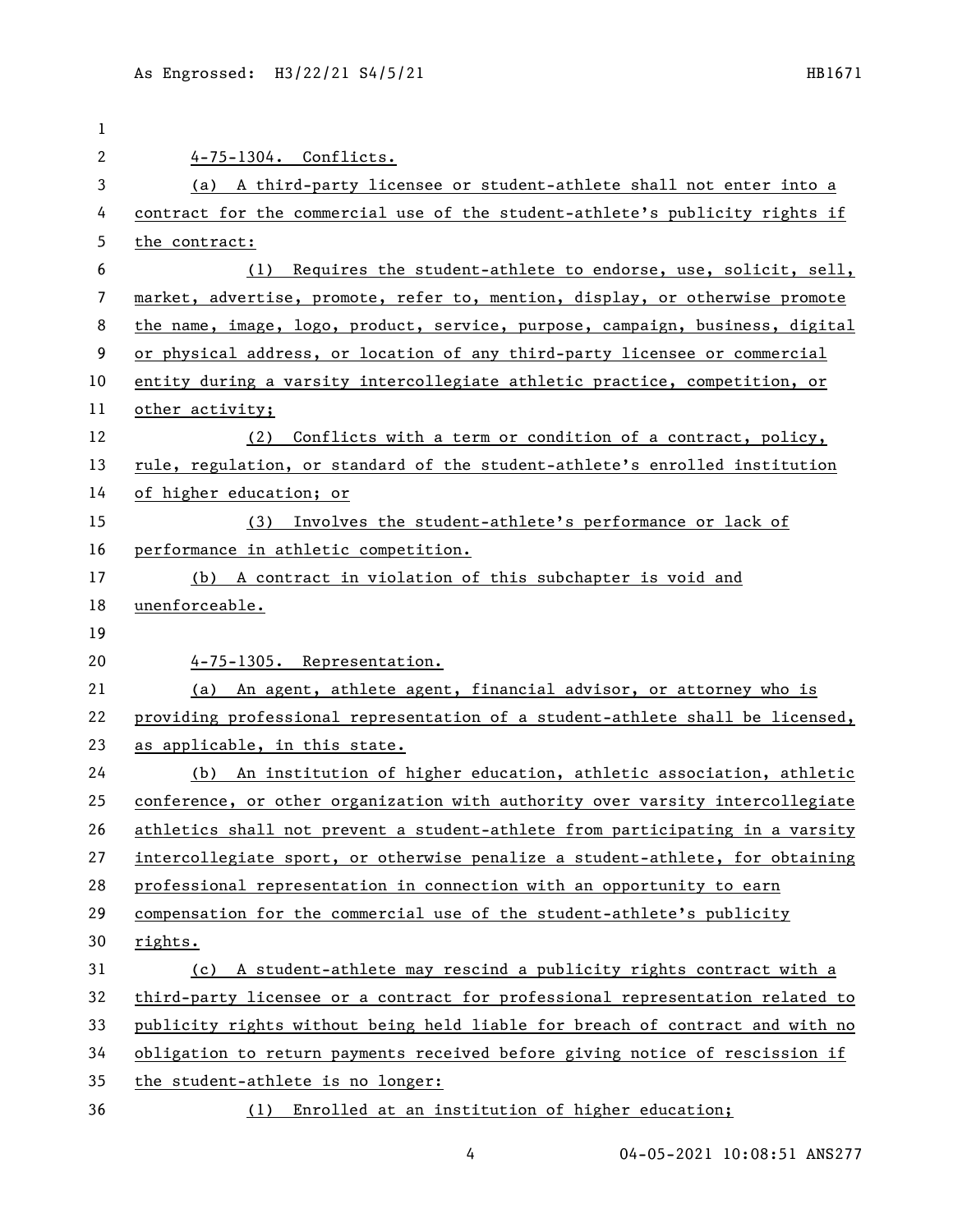4-75-1304. Conflicts.

(a) A third-party licensee or student-athlete shall not enter into a contract for the commercial use of the student-athlete's publicity rights if the contract:

(1) Requires the student-athlete to endorse, use, solicit, sell, market, advertise, promote, refer to, mention, display, or otherwise promote the name, image, logo, product, service, purpose, campaign, business, digital or physical address, or location of any third-party licensee or commercial entity during a varsity intercollegiate athletic practice, competition, or other activity;

(2) Conflicts with a term or condition of a contract, policy, rule, regulation, or standard of the student-athlete's enrolled institution of higher education; or

(3) Involves the student-athlete's performance or lack of performance in athletic competition.

(b) A contract in violation of this subchapter is void and unenforceable.

4-75-1305. Representation.

(a) An agent, athlete agent, financial advisor, or attorney who is providing professional representation of a student-athlete shall be licensed, as applicable, in this state.

(b) An institution of higher education, athletic association, athletic conference, or other organization with authority over varsity intercollegiate athletics shall not prevent a student-athlete from participating in a varsity intercollegiate sport, or otherwise penalize a student-athlete, for obtaining professional representation in connection with an opportunity to earn compensation for the commercial use of the student-athlete's publicity rights.

(c) A student-athlete may rescind a publicity rights contract with a third-party licensee or a contract for professional representation related to publicity rights without being held liable for breach of contract and with no obligation to return payments received before giving notice of rescission if the student-athlete is no longer:

(1) Enrolled at an institution of higher education;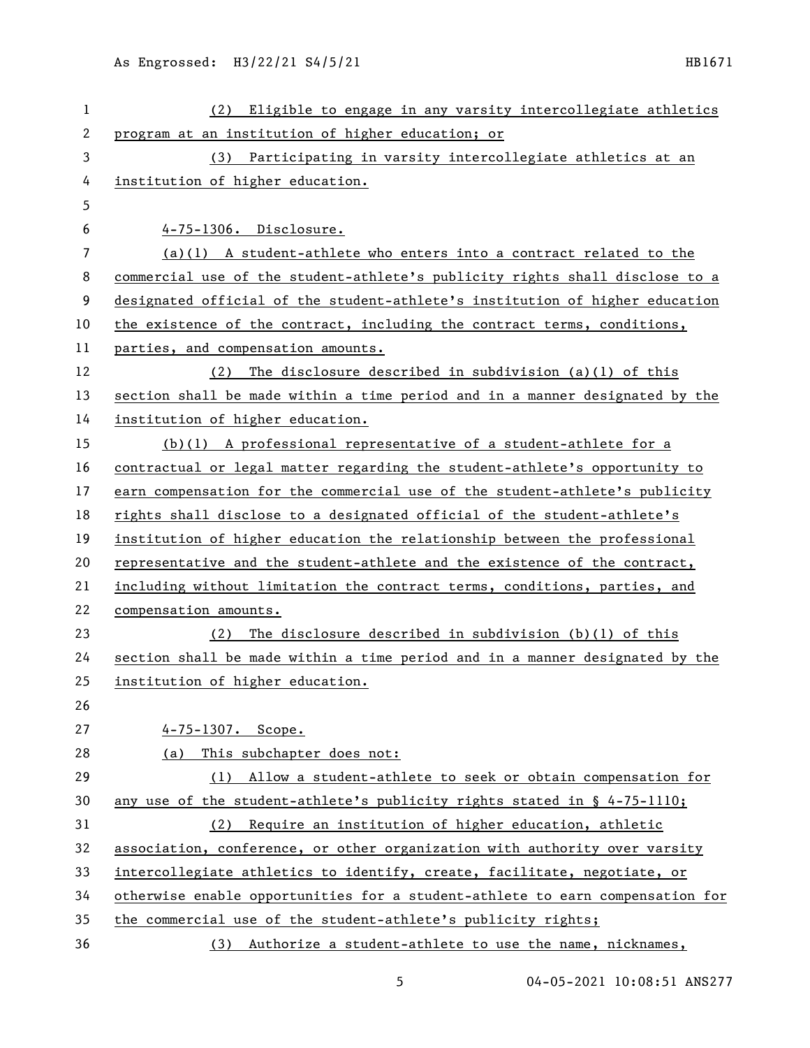(2) Eligible to engage in any varsity intercollegiate athletics program at an institution of higher education; or

(3) Participating in varsity intercollegiate athletics at an institution of higher education.

4-75-1306. Disclosure.

(a)(1) A student-athlete who enters into a contract related to the commercial use of the student-athlete's publicity rights shall disclose to a designated official of the student-athlete's institution of higher education the existence of the contract, including the contract terms, conditions, parties, and compensation amounts.

(2) The disclosure described in subdivision (a)(1) of this section shall be made within a time period and in a manner designated by the institution of higher education.

(b)(1) A professional representative of a student-athlete for a contractual or legal matter regarding the student-athlete's opportunity to earn compensation for the commercial use of the student-athlete's publicity rights shall disclose to a designated official of the student-athlete's institution of higher education the relationship between the professional representative and the student-athlete and the existence of the contract, including without limitation the contract terms, conditions, parties, and compensation amounts.

(2) The disclosure described in subdivision (b)(1) of this section shall be made within a time period and in a manner designated by the institution of higher education.

4-75-1307. Scope.

(a) This subchapter does not:

(1) Allow a student-athlete to seek or obtain compensation for any use of the student-athlete's publicity rights stated in § 4-75-1110;

(2) Require an institution of higher education, athletic association, conference, or other organization with authority over varsity intercollegiate athletics to identify, create, facilitate, negotiate, or otherwise enable opportunities for a student-athlete to earn compensation for the commercial use of the student-athlete's publicity rights;

(3) Authorize a student-athlete to use the name, nicknames,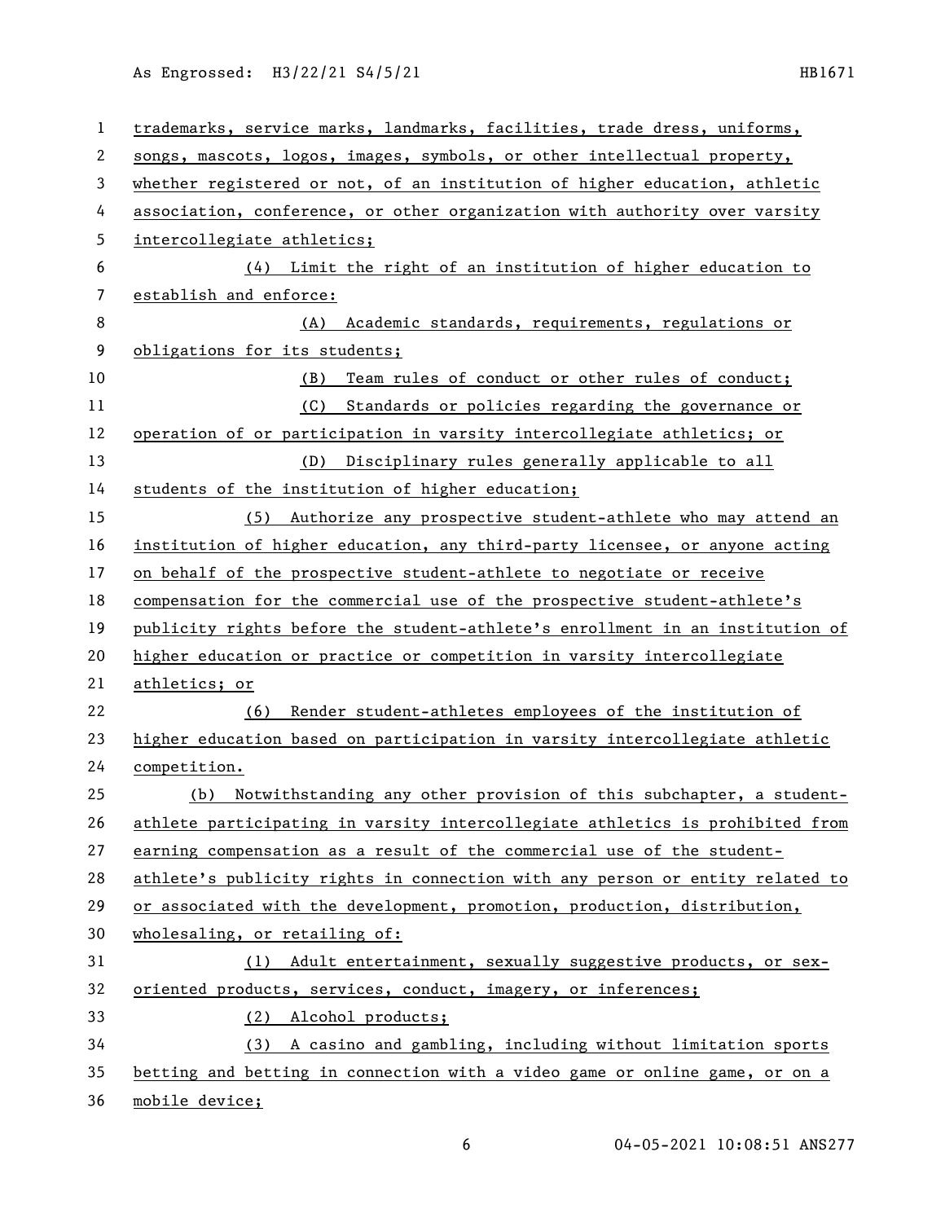trademarks, service marks, landmarks, facilities, trade dress, uniforms, songs, mascots, logos, images, symbols, or other intellectual property, whether registered or not, of an institution of higher education, athletic association, conference, or other organization with authority over varsity intercollegiate athletics;

(4) Limit the right of an institution of higher education to establish and enforce:

(A) Academic standards, requirements, regulations or obligations for its students;

(B) Team rules of conduct or other rules of conduct;

(C) Standards or policies regarding the governance or operation of or participation in varsity intercollegiate athletics; or

(D) Disciplinary rules generally applicable to all students of the institution of higher education;

(5) Authorize any prospective student-athlete who may attend an institution of higher education, any third-party licensee, or anyone acting on behalf of the prospective student-athlete to negotiate or receive compensation for the commercial use of the prospective student-athlete's publicity rights before the student-athlete's enrollment in an institution of higher education or practice or competition in varsity intercollegiate athletics; or

(6) Render student-athletes employees of the institution of higher education based on participation in varsity intercollegiate athletic competition.

(b) Notwithstanding any other provision of this subchapter, a student-athlete participating in varsity intercollegiate athletics is prohibited from earning compensation as a result of the commercial use of the student-athlete's publicity rights in connection with any person or entity related to or associated with the development, promotion, production, distribution, wholesaling, or retailing of:

(1) Adult entertainment, sexually suggestive products, or sex-oriented products, services, conduct, imagery, or inferences;

(2) Alcohol products;

(3) A casino and gambling, including without limitation sports betting and betting in connection with a video game or online game, or on a mobile device;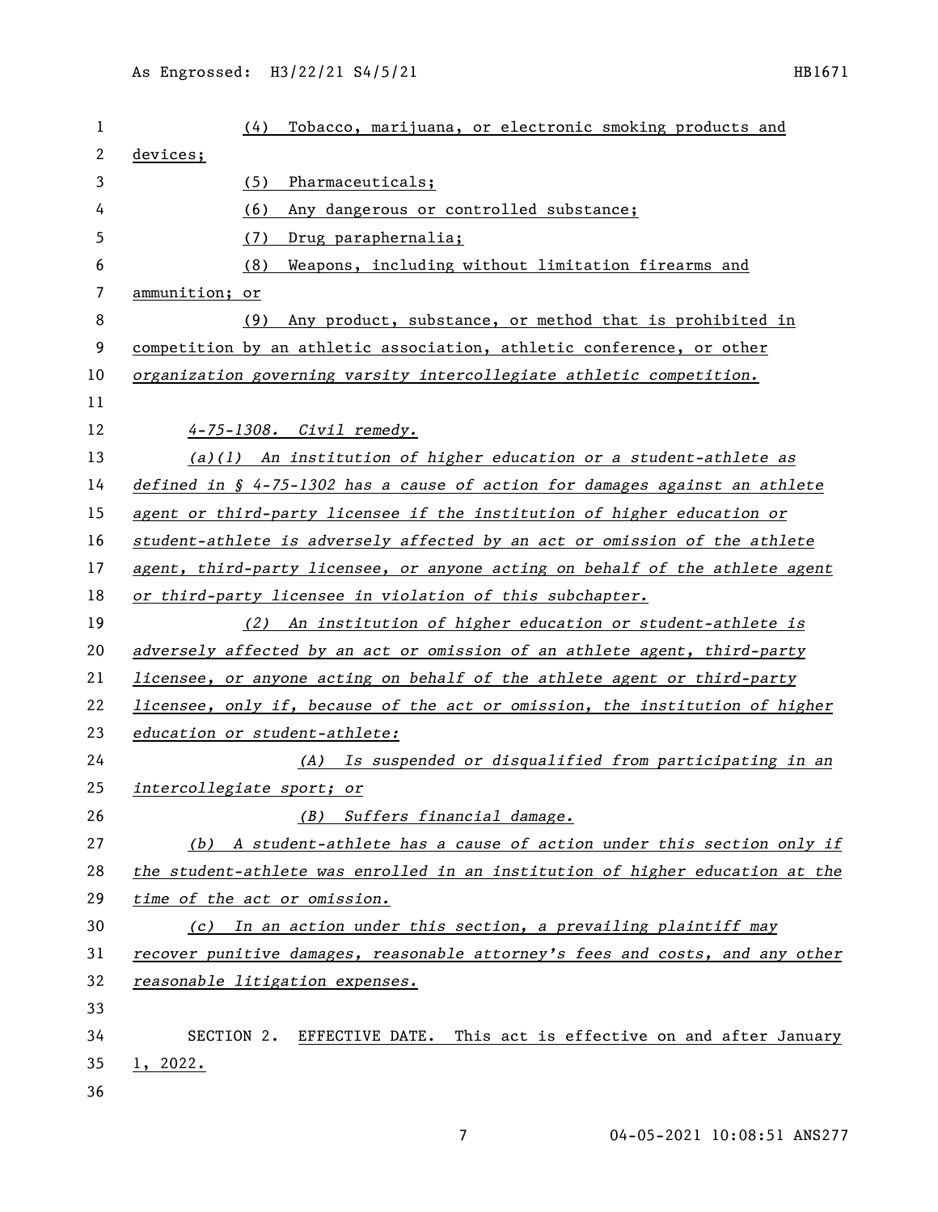(4) Tobacco, marijuana, or electronic smoking products and devices;

(5) Pharmaceuticals;

(6) Any dangerous or controlled substance;

(7) Drug paraphernalia;

(8) Weapons, including without limitation firearms and ammunition; or

(9) Any product, substance, or method that is prohibited in competition by an athletic association, athletic conference, or other *organization governing varsity intercollegiate athletic competition.*

*4-75-1308. Civil remedy.*

*(a)(1) An institution of higher education or a student-athlete as defined in § 4-75-1302 has a cause of action for damages against an athlete agent or third-party licensee if the institution of higher education or student-athlete is adversely affected by an act or omission of the athlete agent, third-party licensee, or anyone acting on behalf of the athlete agent or third-party licensee in violation of this subchapter.*

*(2) An institution of higher education or student-athlete is adversely affected by an act or omission of an athlete agent, third-party licensee, or anyone acting on behalf of the athlete agent or third-party licensee, only if, because of the act or omission, the institution of higher education or student-athlete:*

*(A) Is suspended or disqualified from participating in an intercollegiate sport; or*

*(B) Suffers financial damage.*

*(b) A student-athlete has a cause of action under this section only if the student-athlete was enrolled in an institution of higher education at the time of the act or omission.*

*(c) In an action under this section, a prevailing plaintiff may recover punitive damages, reasonable attorney's fees and costs, and any other reasonable litigation expenses.*

SECTION 2. EFFECTIVE DATE. This act is effective on and after January 1, 2022.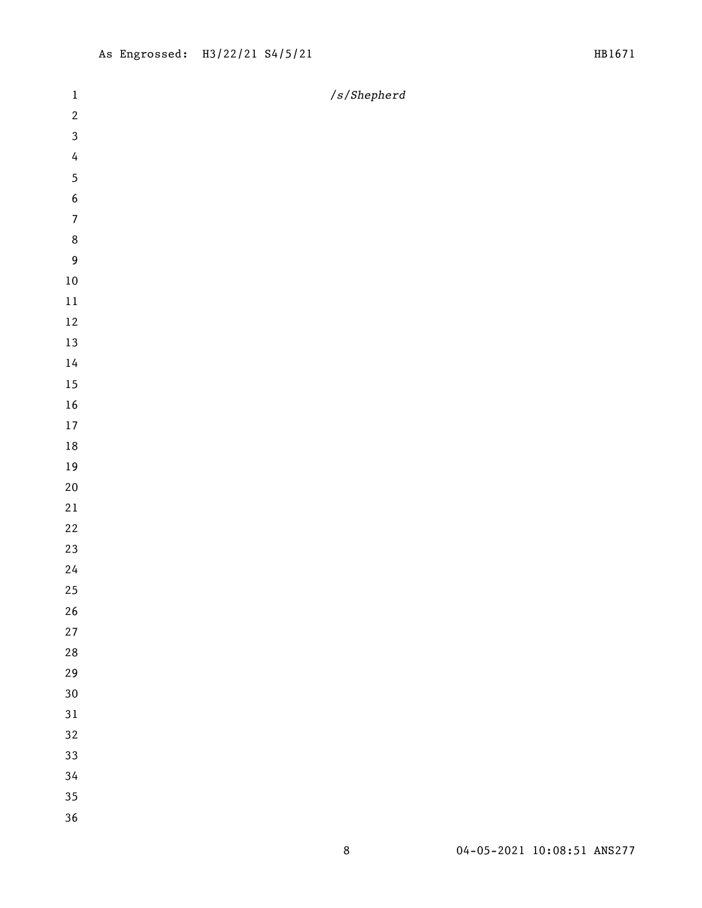*/s/Shepherd*